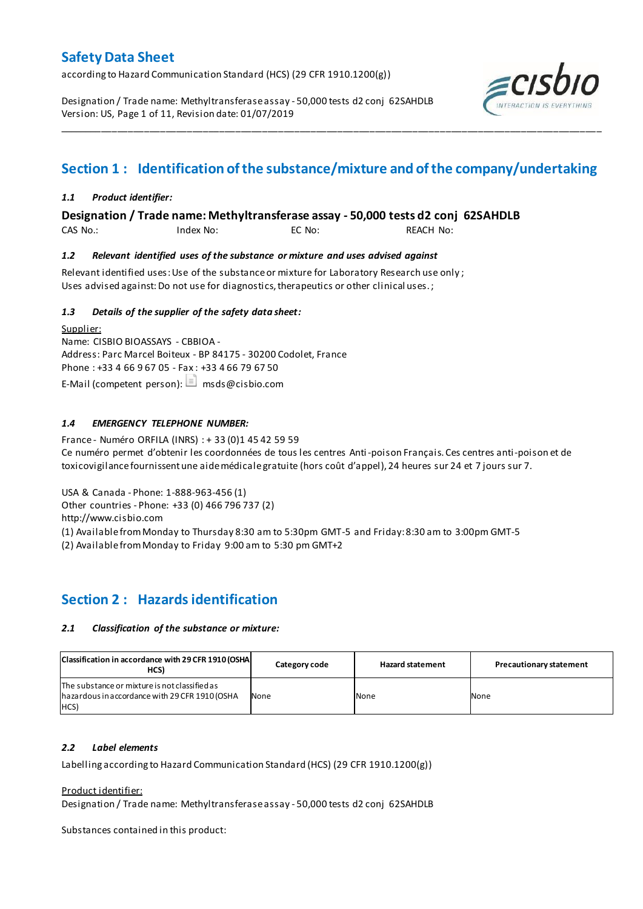# Safety Data Sheet

according to Hazard Communication Standard (HCS) (29 CFR 1910.1200(g))

Designation / Trade name: Methyltransferase assay - 50,000 tests d2 conj 62SAHDLB
Version: US, Page 1 of 11, Revision date: 01/07/2019

## Section 1 : Identification of the substance/mixture and of the company/undertaking

### *1.1 Product identifier:*

**Designation / Trade name: Methyltransferase assay - 50,000 tests d2 conj 62SAHDLB**

CAS No.: Index No: EC No: REACH No:

### *1.2 Relevant identified uses of the substance or mixture and uses advised against*

Relevant identified uses: Use of the substance or mixture for Laboratory Research use only ;
Uses advised against: Do not use for diagnostics, therapeutics or other clinical uses. ;

### *1.3 Details of the supplier of the safety data sheet:*

Supplier:
Name: CISBIO BIOASSAYS - CBBIOA -
Address: Parc Marcel Boiteux - BP 84175 - 30200 Codolet, France
Phone : +33 4 66 9 67 05 - Fax : +33 4 66 79 67 50
E-Mail (competent person): msds@cisbio.com

### *1.4 EMERGENCY TELEPHONE NUMBER:*

France - Numéro ORFILA (INRS) : + 33 (0)1 45 42 59 59
Ce numéro permet d'obtenir les coordonnées de tous les centres Anti-poison Français. Ces centres anti-poison et de toxicovigilance fournissent une aide médicale gratuite (hors coût d'appel), 24 heures sur 24 et 7 jours sur 7.

USA & Canada - Phone: 1-888-963-456 (1)
Other countries - Phone: +33 (0) 466 796 737 (2)
http://www.cisbio.com
(1) Available from Monday to Thursday 8:30 am to 5:30pm GMT-5 and Friday: 8:30 am to 3:00pm GMT-5
(2) Available from Monday to Friday 9:00 am to 5:30 pm GMT+2

## Section 2 : Hazards identification

### *2.1 Classification of the substance or mixture:*

| Classification in accordance with 29 CFR 1910 (OSHA HCS) | Category code | Hazard statement | Precautionary statement |
|---|---|---|---|
| The substance or mixture is not classified as hazardous in accordance with 29 CFR 1910 (OSHA HCS) | None | None | None |

### *2.2 Label elements*

Labelling according to Hazard Communication Standard (HCS) (29 CFR 1910.1200(g))

Product identifier:
Designation / Trade name: Methyltransferase assay - 50,000 tests d2 conj 62SAHDLB

Substances contained in this product: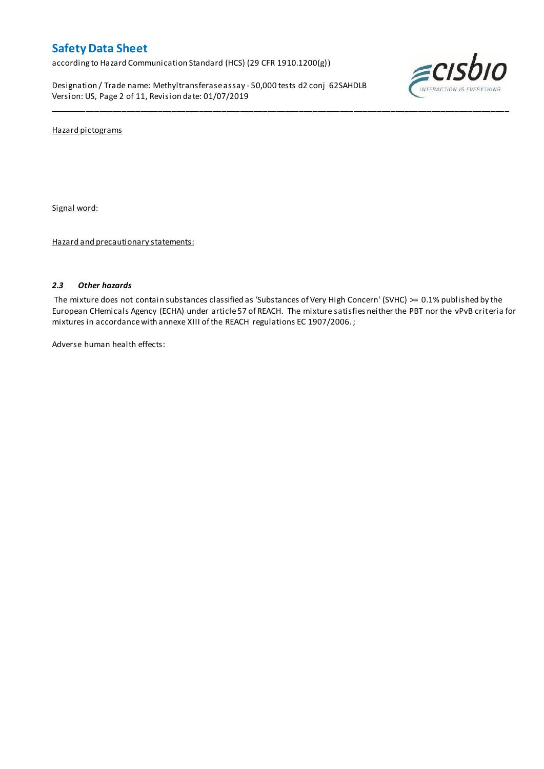Hazard pictograms

Signal word:

Hazard and precautionary statements:

### *2.3 Other hazards*

The mixture does not contain substances classified as 'Substances of Very High Concern' (SVHC) >= 0.1% published by the European CHemicals Agency (ECHA) under article 57 of REACH. The mixture satisfies neither the PBT nor the vPvB criteria for mixtures in accordance with annexe XIII of the REACH regulations EC 1907/2006. ;

Adverse human health effects: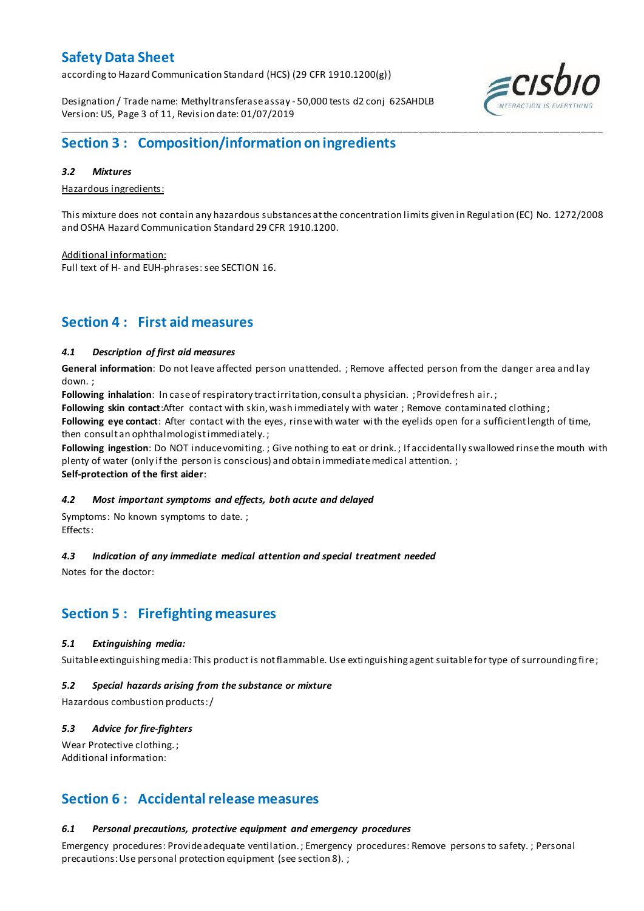## Section 3 : Composition/information on ingredients

### *3.2 Mixtures*

Hazardous ingredients:

This mixture does not contain any hazardous substances at the concentration limits given in Regulation (EC) No. 1272/2008 and OSHA Hazard Communication Standard 29 CFR 1910.1200.

Additional information:
Full text of H- and EUH-phrases: see SECTION 16.

## Section 4 : First aid measures

### *4.1 Description of first aid measures*

**General information**: Do not leave affected person unattended. ; Remove affected person from the danger area and lay down. ;
**Following inhalation**: In case of respiratory tract irritation, consult a physician. ; Provide fresh air. ;
**Following skin contact**:After contact with skin, wash immediately with water ; Remove contaminated clothing ;
**Following eye contact**: After contact with the eyes, rinse with water with the eyelids open for a sufficient length of time, then consult an ophthalmologist immediately. ;
**Following ingestion**: Do NOT induce vomiting. ; Give nothing to eat or drink. ; If accidentally swallowed rinse the mouth with plenty of water (only if the person is conscious) and obtain immediate medical attention. ;
**Self-protection of the first aider**:

### *4.2 Most important symptoms and effects, both acute and delayed*

Symptoms: No known symptoms to date. ;
Effects:

### *4.3 Indication of any immediate medical attention and special treatment needed*

Notes for the doctor:

## Section 5 : Firefighting measures

### *5.1 Extinguishing media:*

Suitable extinguishing media: This product is not flammable. Use extinguishing agent suitable for type of surrounding fire ;

### *5.2 Special hazards arising from the substance or mixture*

Hazardous combustion products: /

### *5.3 Advice for fire-fighters*

Wear Protective clothing. ;
Additional information:

## Section 6 : Accidental release measures

### *6.1 Personal precautions, protective equipment and emergency procedures*

Emergency procedures: Provide adequate ventilation. ; Emergency procedures: Remove persons to safety. ; Personal precautions: Use personal protection equipment (see section 8). ;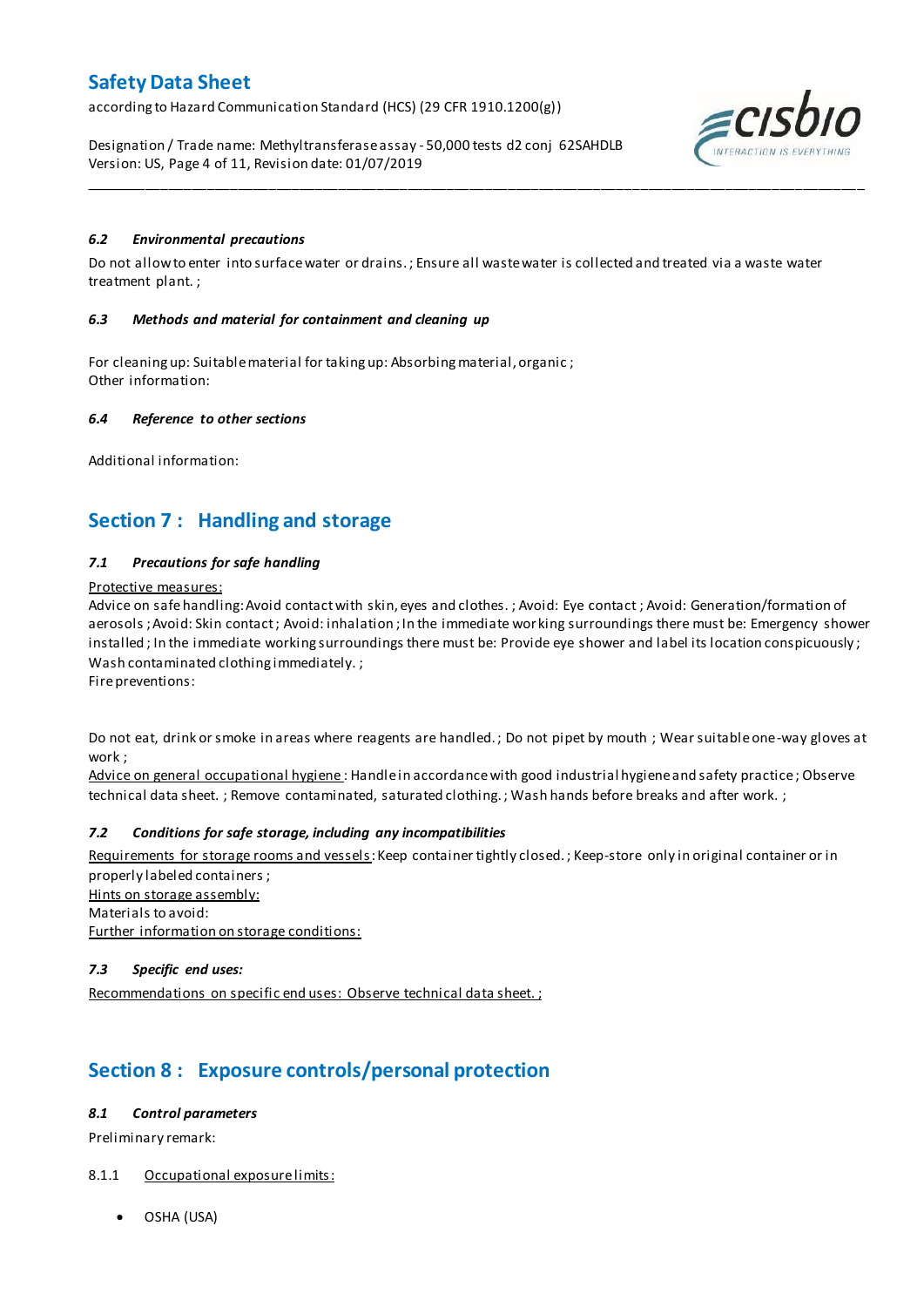### *6.2 Environmental precautions*

Do not allow to enter into surface water or drains. ; Ensure all waste water is collected and treated via a waste water treatment plant. ;

### *6.3 Methods and material for containment and cleaning up*

For cleaning up: Suitable material for taking up: Absorbing material, organic ;
Other information:

### *6.4 Reference to other sections*

Additional information:

## Section 7 : Handling and storage

### *7.1 Precautions for safe handling*

Protective measures:
Advice on safe handling: Avoid contact with skin, eyes and clothes. ; Avoid: Eye contact ; Avoid: Generation/formation of aerosols ; Avoid: Skin contact ; Avoid: inhalation ; In the immediate working surroundings there must be: Emergency shower installed ; In the immediate working surroundings there must be: Provide eye shower and label its location conspicuously ; Wash contaminated clothing immediately. ;
Fire preventions:

Do not eat, drink or smoke in areas where reagents are handled. ; Do not pipet by mouth ; Wear suitable one-way gloves at work ;
Advice on general occupational hygiene : Handle in accordance with good industrial hygiene and safety practice ; Observe technical data sheet. ; Remove contaminated, saturated clothing. ; Wash hands before breaks and after work. ;

### *7.2 Conditions for safe storage, including any incompatibilities*

Requirements for storage rooms and vessels: Keep container tightly closed. ; Keep-store only in original container or in properly labeled containers ;
Hints on storage assembly:
Materials to avoid:
Further information on storage conditions:

### *7.3 Specific end uses:*

Recommendations on specific end uses: Observe technical data sheet. ;

## Section 8 : Exposure controls/personal protection

### *8.1 Control parameters*

Preliminary remark:

8.1.1 Occupational exposure limits:

- OSHA (USA)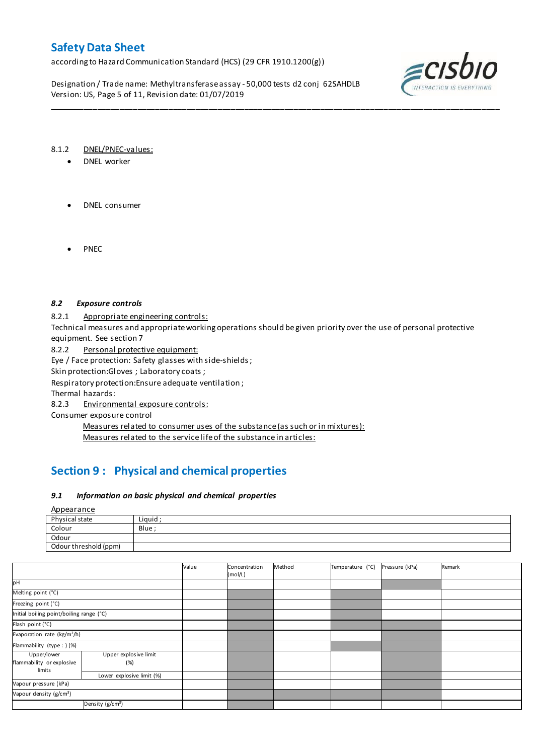8.1.2 DNEL/PNEC-values:

- DNEL worker

- DNEL consumer

- PNEC

### *8.2 Exposure controls*

8.2.1 Appropriate engineering controls:

Technical measures and appropriate working operations should be given priority over the use of personal protective equipment. See section 7

8.2.2 Personal protective equipment:

Eye / Face protection: Safety glasses with side-shields ;

Skin protection:Gloves ; Laboratory coats ;

Respiratory protection:Ensure adequate ventilation ;

Thermal hazards:

8.2.3 Environmental exposure controls:

Consumer exposure control

Measures related to consumer uses of the substance (as such or in mixtures):

Measures related to the service life of the substance in articles:

## Section 9 : Physical and chemical properties

### *9.1 Information on basic physical and chemical properties*

Appearance

| Physical state | Liquid ; |
|---|---|
| Colour | Blue ; |
| Odour | |
| Odour threshold (ppm) | |

| | | Value | Concentration (mol/L) | Method | Temperature (°C) | Pressure (kPa) | Remark |
|---|---|---|---|---|---|---|---|
| pH | | | | | | | |
| Melting point (°C) | | | | | | | |
| Freezing point (°C) | | | | | | | |
| Initial boiling point/boiling range (°C) | | | | | | | |
| Flash point (°C) | | | | | | | |
| Evaporation rate (kg/m²/h) | | | | | | | |
| Flammability (type : ) (%) | | | | | | | |
| Upper/lower flammability or explosive limits | Upper explosive limit (%) | | | | | | |
| | Lower explosive limit (%) | | | | | | |
| Vapour pressure (kPa) | | | | | | | |
| Vapour density (g/cm³) | | | | | | | |
| | Density (g/cm³) | | | | | | |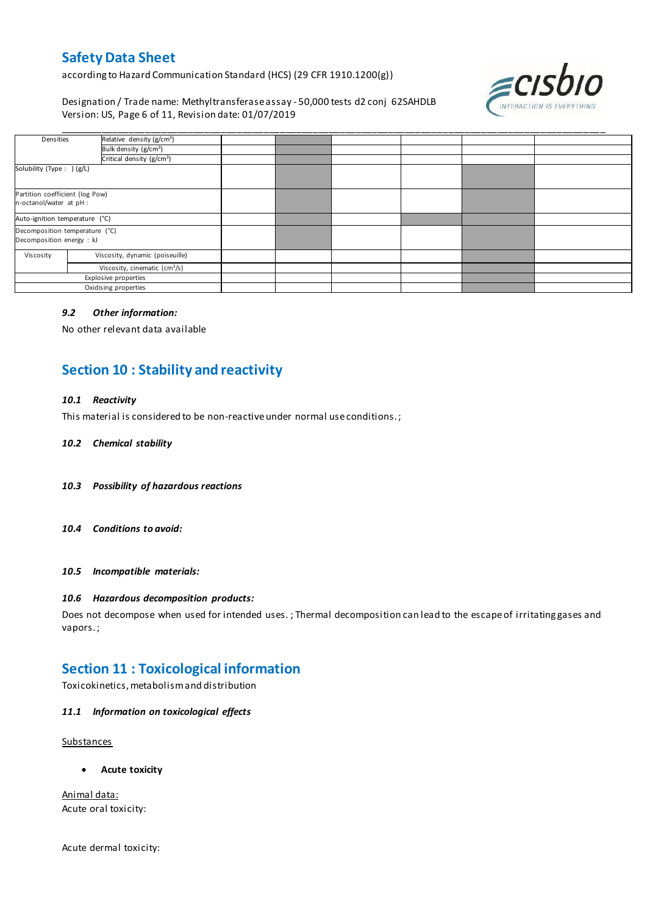| Densities | Relative density (g/cm³) | | | | | | |
|---|---|---|---|---|---|---|---|
| | Bulk density (g/cm³) | | | | | | |
| | Critical density (g/cm³) | | | | | | |
| Solubility (Type : ) (g/L) | | | | | | | |
| Partition coefficient (log Pow) n-octanol/water at pH : | | | | | | | |
| Auto-ignition temperature (°C) | | | | | | | |
| Decomposition temperature (°C) Decomposition energy : kJ | | | | | | | |
| Viscosity | Viscosity, dynamic (poiseuille) | | | | | | |
| | Viscosity, cinematic (cm³/s) | | | | | | |
| Explosive properties | | | | | | | |
| Oxidising properties | | | | | | | |

#### *9.2 Other information:*

No other relevant data available

## Section 10 : Stability and reactivity

#### *10.1 Reactivity*

This material is considered to be non-reactive under normal use conditions. ;

#### *10.2 Chemical stability*

#### *10.3 Possibility of hazardous reactions*

#### *10.4 Conditions to avoid:*

#### *10.5 Incompatible materials:*

#### *10.6 Hazardous decomposition products:*

Does not decompose when used for intended uses. ; Thermal decomposition can lead to the escape of irritating gases and vapors. ;

## Section 11 : Toxicological information

Toxicokinetics, metabolism and distribution

#### *11.1 Information on toxicological effects*

Substances

- **Acute toxicity**

Animal data:

Acute oral toxicity:

Acute dermal toxicity: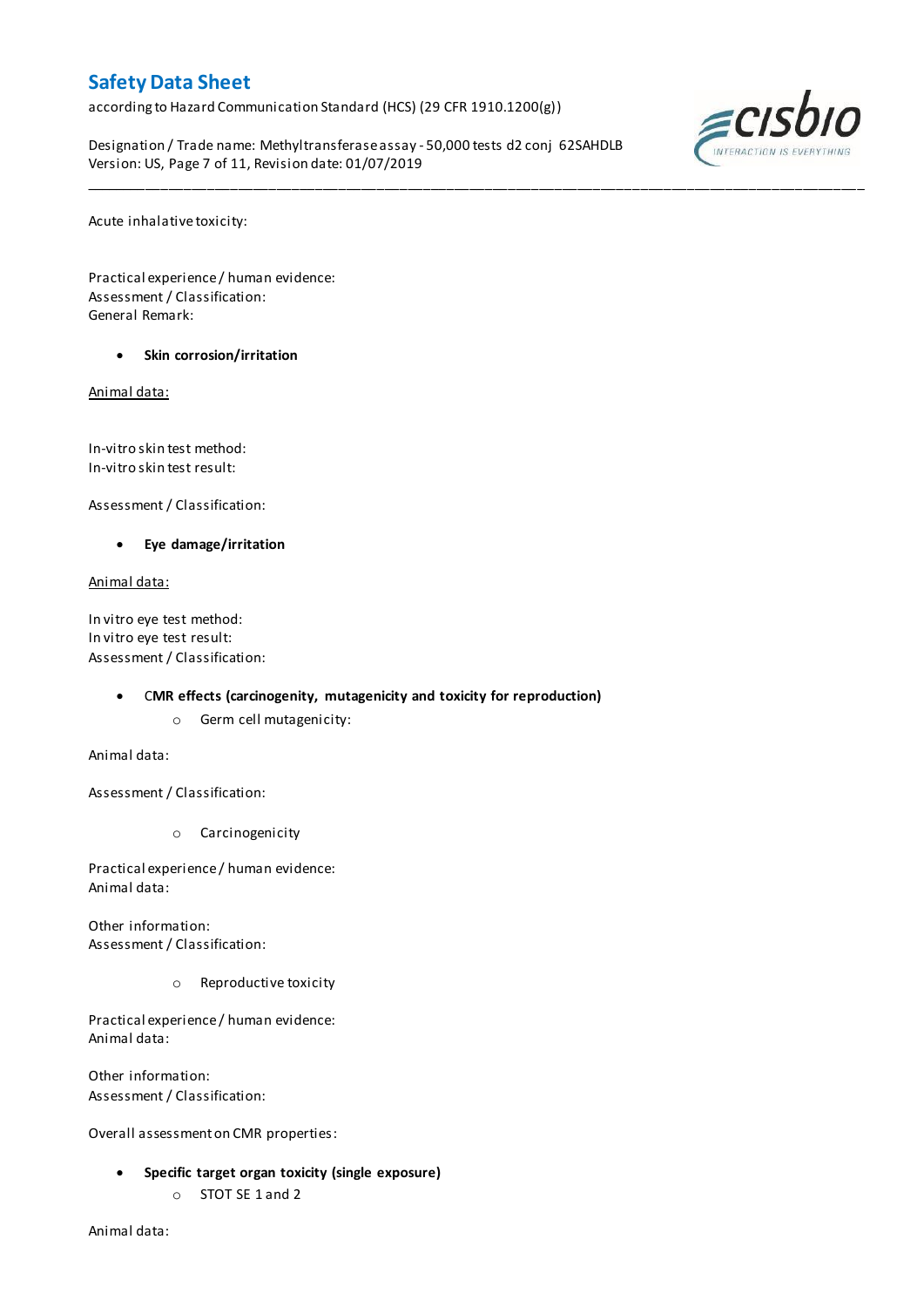Acute inhalative toxicity:

Practical experience / human evidence:
Assessment / Classification:
General Remark:

- **Skin corrosion/irritation**

Animal data:

In-vitro skin test method:
In-vitro skin test result:

Assessment / Classification:

- **Eye damage/irritation**

Animal data:

In vitro eye test method:
In vitro eye test result:
Assessment / Classification:

- **CMR effects (carcinogenity, mutagenicity and toxicity for reproduction)**
    - Germ cell mutagenicity:

Animal data:

Assessment / Classification:

- Carcinogenicity

Practical experience / human evidence:
Animal data:

Other information:
Assessment / Classification:

- Reproductive toxicity

Practical experience / human evidence:
Animal data:

Other information:
Assessment / Classification:

Overall assessment on CMR properties:

- **Specific target organ toxicity (single exposure)**
    - STOT SE 1 and 2

Animal data: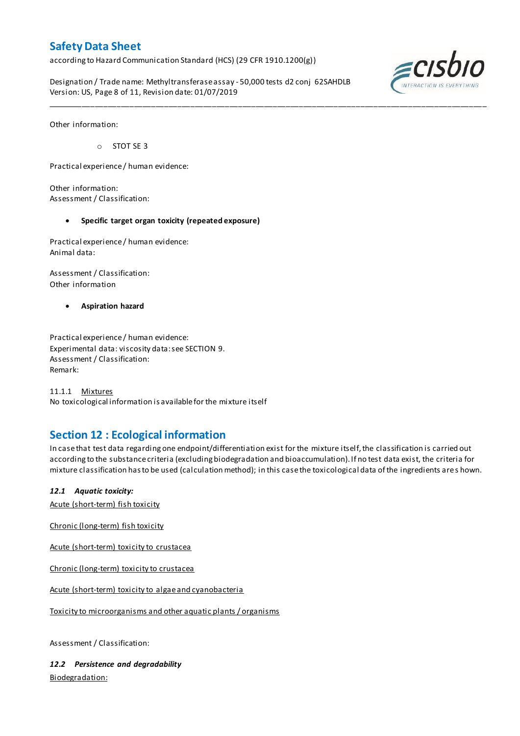Other information:

- STOT SE 3

Practical experience / human evidence:

Other information:
Assessment / Classification:

- **Specific target organ toxicity (repeated exposure)**

Practical experience / human evidence:
Animal data:

Assessment / Classification:
Other information

- **Aspiration hazard**

Practical experience / human evidence:
Experimental data: viscosity data: see SECTION 9.
Assessment / Classification:
Remark:

11.1.1 Mixtures
No toxicological information is available for the mixture itself

## Section 12 : Ecological information

In case that test data regarding one endpoint/differentiation exist for the mixture itself, the classification is carried out according to the substance criteria (excluding biodegradation and bioaccumulation). If no test data exist, the criteria for mixture classification has to be used (calculation method); in this case the toxicological data of the ingredients are shown.

***12.1 Aquatic toxicity:***

Acute (short-term) fish toxicity

Chronic (long-term) fish toxicity

Acute (short-term) toxicity to crustacea

Chronic (long-term) toxicity to crustacea

Acute (short-term) toxicity to algae and cyanobacteria

Toxicity to microorganisms and other aquatic plants / organisms

Assessment / Classification:

***12.2 Persistence and degradability***

Biodegradation: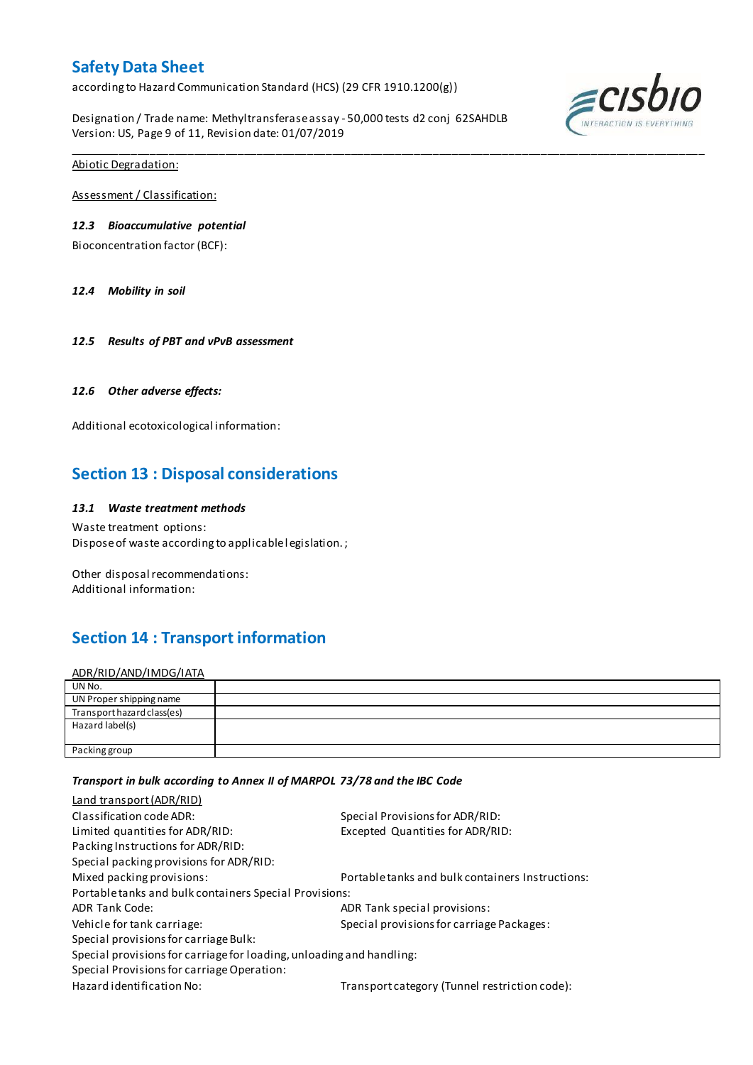Abiotic Degradation:

Assessment / Classification:

***12.3 Bioaccumulative potential***

Bioconcentration factor (BCF):

***12.4 Mobility in soil***

***12.5 Results of PBT and vPvB assessment***

***12.6 Other adverse effects:***

Additional ecotoxicological information:

## Section 13 : Disposal considerations

***13.1 Waste treatment methods***

Waste treatment options:
Dispose of waste according to applicable legislation. ;

Other disposal recommendations:
Additional information:

## Section 14 : Transport information

ADR/RID/AND/IMDG/IATA

| UN No. | |
|---|---|
| UN Proper shipping name | |
| Transport hazard class(es) | |
| Hazard label(s) | |
| Packing group | |

***Transport in bulk according to Annex II of MARPOL 73/78 and the IBC Code***

Land transport (ADR/RID)

Classification code ADR:
Special Provisions for ADR/RID:
Limited quantities for ADR/RID:
Excepted Quantities for ADR/RID:
Packing Instructions for ADR/RID:
Special packing provisions for ADR/RID:
Mixed packing provisions:
Portable tanks and bulk containers Instructions:
Portable tanks and bulk containers Special Provisions:
ADR Tank Code:
ADR Tank special provisions:
Vehicle for tank carriage:
Special provisions for carriage Packages:
Special provisions for carriage Bulk:
Special provisions for carriage for loading, unloading and handling:
Special Provisions for carriage Operation:
Hazard identification No:
Transport category (Tunnel restriction code):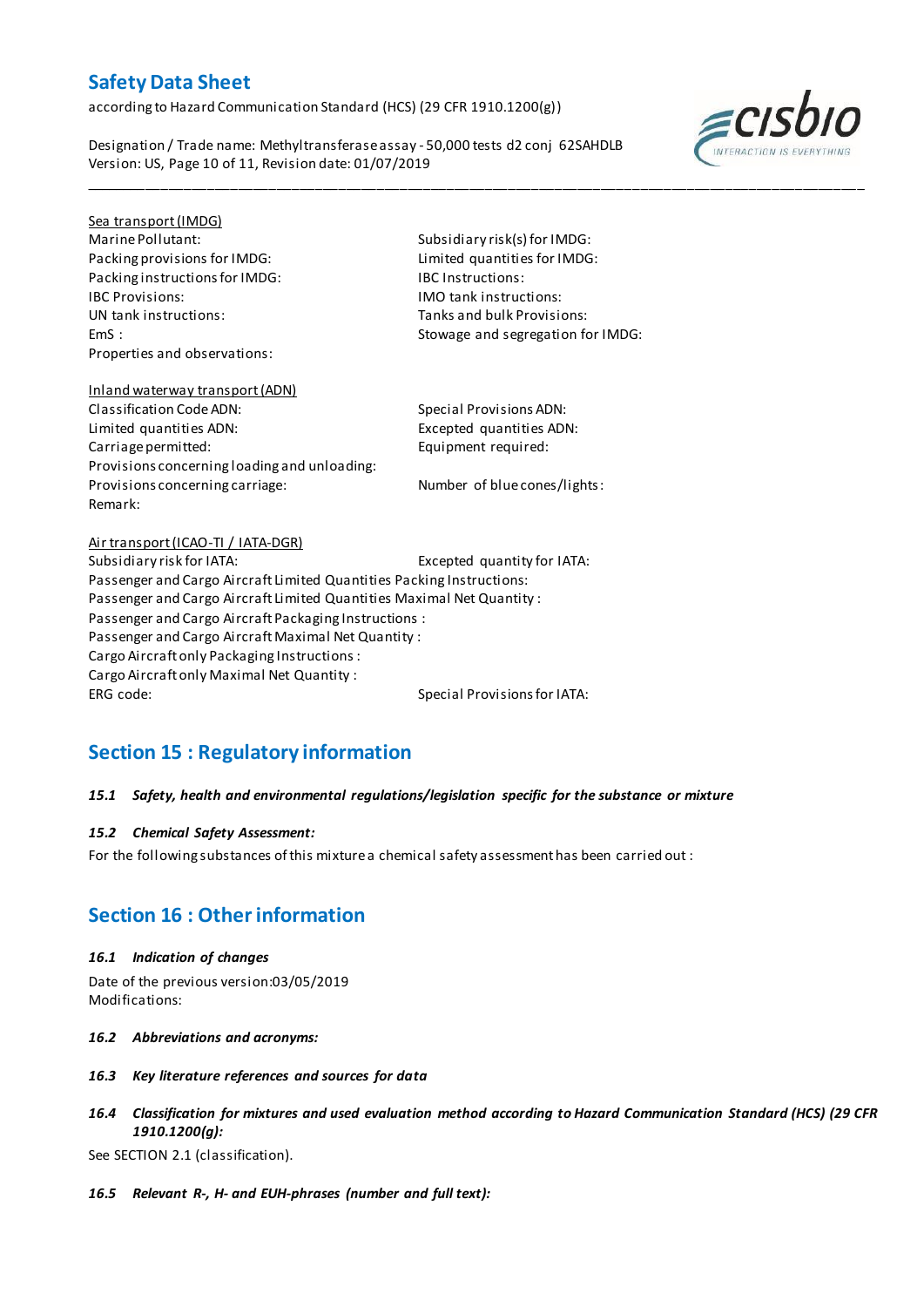Sea transport (IMDG)

Marine Pollutant:

Subsidiary risk(s) for IMDG:

Packing provisions for IMDG:

Limited quantities for IMDG:

Packing instructions for IMDG:

IBC Instructions:

IBC Provisions:

IMO tank instructions:

UN tank instructions:

Tanks and bulk Provisions:

EmS :

Stowage and segregation for IMDG:

Properties and observations:

Inland waterway transport (ADN)

Classification Code ADN:

Special Provisions ADN:

Limited quantities ADN:

Excepted quantities ADN:

Carriage permitted:

Equipment required:

Provisions concerning loading and unloading:

Provisions concerning carriage:

Number of blue cones/lights:

Remark:

Air transport (ICAO-TI / IATA-DGR)

Subsidiary risk for IATA:

Excepted quantity for IATA:

Passenger and Cargo Aircraft Limited Quantities Packing Instructions:

Passenger and Cargo Aircraft Limited Quantities Maximal Net Quantity :

Passenger and Cargo Aircraft Packaging Instructions :

Passenger and Cargo Aircraft Maximal Net Quantity :

Cargo Aircraft only Packaging Instructions :

Cargo Aircraft only Maximal Net Quantity :

ERG code:

Special Provisions for IATA:

## Section 15 : Regulatory information

***15.1 Safety, health and environmental regulations/legislation specific for the substance or mixture***

***15.2 Chemical Safety Assessment:***

For the following substances of this mixture a chemical safety assessment has been carried out :

## Section 16 : Other information

***16.1 Indication of changes***

Date of the previous version:03/05/2019

Modifications:

***16.2 Abbreviations and acronyms:***

***16.3 Key literature references and sources for data***

***16.4 Classification for mixtures and used evaluation method according to Hazard Communication Standard (HCS) (29 CFR 1910.1200(g):***

See SECTION 2.1 (classification).

***16.5 Relevant R-, H- and EUH-phrases (number and full text):***